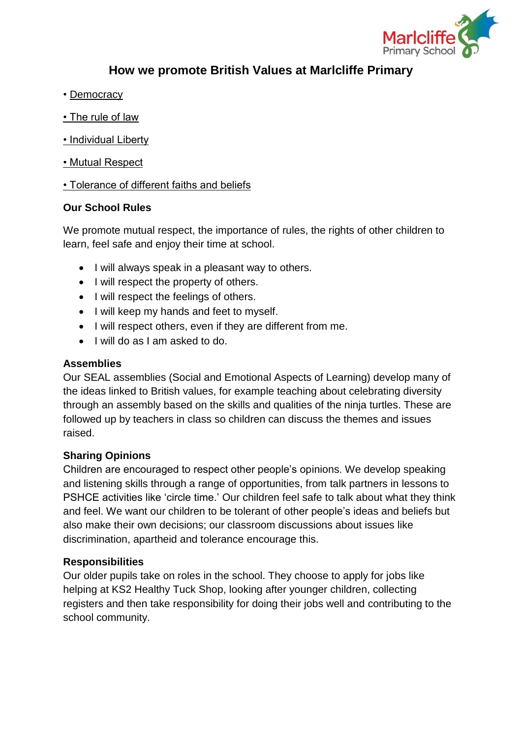# How we promote British Values at Marlcliffe Primary

- Democracy
- The rule of law
- Individual Liberty
- Mutual Respect
- Tolerance of different faiths and beliefs

**Our School Rules**

We promote mutual respect, the importance of rules, the rights of other children to learn, feel safe and enjoy their time at school.

- I will always speak in a pleasant way to others.
- I will respect the property of others.
- I will respect the feelings of others.
- I will keep my hands and feet to myself.
- I will respect others, even if they are different from me.
- I will do as I am asked to do.

**Assemblies**

Our SEAL assemblies (Social and Emotional Aspects of Learning) develop many of the ideas linked to British values, for example teaching about celebrating diversity through an assembly based on the skills and qualities of the ninja turtles. These are followed up by teachers in class so children can discuss the themes and issues raised.

**Sharing Opinions**

Children are encouraged to respect other people's opinions. We develop speaking and listening skills through a range of opportunities, from talk partners in lessons to PSHCE activities like 'circle time.' Our children feel safe to talk about what they think and feel. We want our children to be tolerant of other people's ideas and beliefs but also make their own decisions; our classroom discussions about issues like discrimination, apartheid and tolerance encourage this.

**Responsibilities**

Our older pupils take on roles in the school. They choose to apply for jobs like helping at KS2 Healthy Tuck Shop, looking after younger children, collecting registers and then take responsibility for doing their jobs well and contributing to the school community.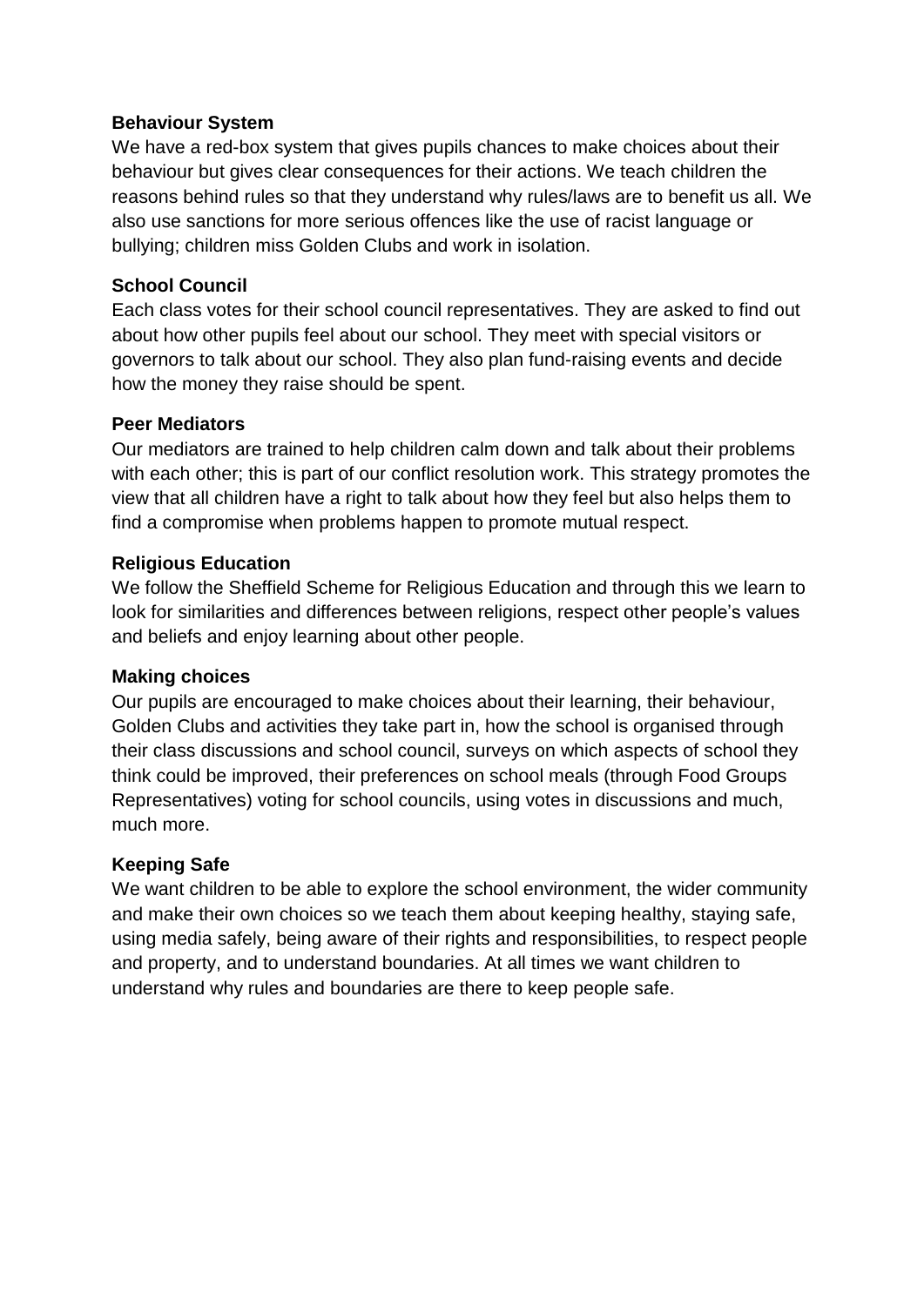**Behaviour System**

We have a red-box system that gives pupils chances to make choices about their behaviour but gives clear consequences for their actions. We teach children the reasons behind rules so that they understand why rules/laws are to benefit us all. We also use sanctions for more serious offences like the use of racist language or bullying; children miss Golden Clubs and work in isolation.

**School Council**

Each class votes for their school council representatives. They are asked to find out about how other pupils feel about our school. They meet with special visitors or governors to talk about our school. They also plan fund-raising events and decide how the money they raise should be spent.

**Peer Mediators**

Our mediators are trained to help children calm down and talk about their problems with each other; this is part of our conflict resolution work. This strategy promotes the view that all children have a right to talk about how they feel but also helps them to find a compromise when problems happen to promote mutual respect.

**Religious Education**

We follow the Sheffield Scheme for Religious Education and through this we learn to look for similarities and differences between religions, respect other people's values and beliefs and enjoy learning about other people.

**Making choices**

Our pupils are encouraged to make choices about their learning, their behaviour, Golden Clubs and activities they take part in, how the school is organised through their class discussions and school council, surveys on which aspects of school they think could be improved, their preferences on school meals (through Food Groups Representatives) voting for school councils, using votes in discussions and much, much more.

**Keeping Safe**

We want children to be able to explore the school environment, the wider community and make their own choices so we teach them about keeping healthy, staying safe, using media safely, being aware of their rights and responsibilities, to respect people and property, and to understand boundaries. At all times we want children to understand why rules and boundaries are there to keep people safe.